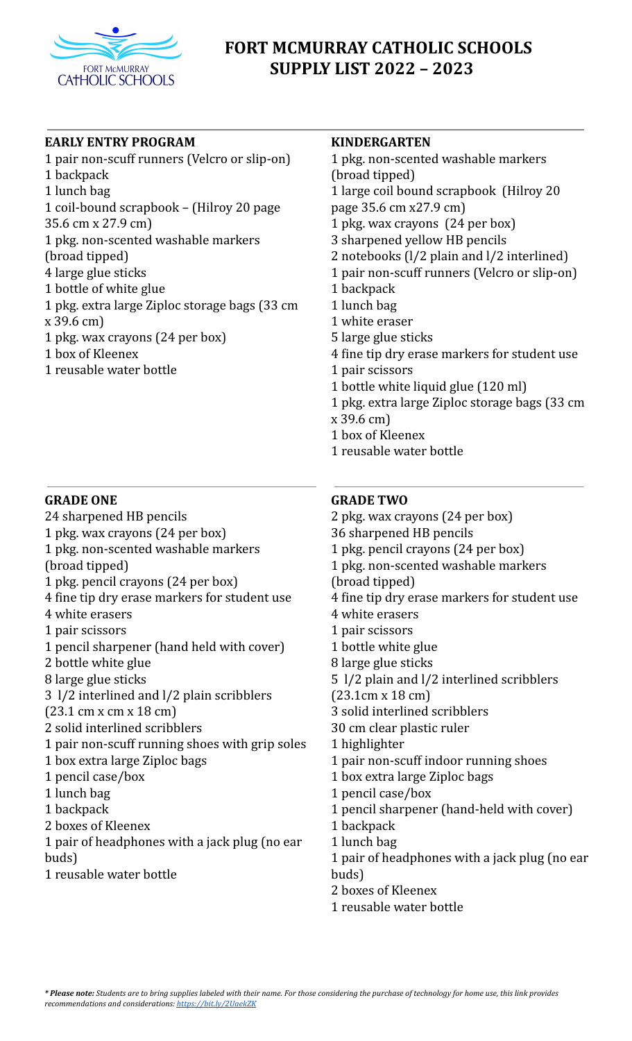# FORT MCMURRAY CATHOLIC SCHOOLS SUPPLY LIST 2022 – 2023

## EARLY ENTRY PROGRAM

1 pair non-scuff runners (Velcro or slip-on)
1 backpack
1 lunch bag
1 coil-bound scrapbook – (Hilroy 20 page 35.6 cm x 27.9 cm)
1 pkg. non-scented washable markers (broad tipped)
4 large glue sticks
1 bottle of white glue
1 pkg. extra large Ziploc storage bags (33 cm x 39.6 cm)
1 pkg. wax crayons (24 per box)
1 box of Kleenex
1 reusable water bottle

## KINDERGARTEN

1 pkg. non-scented washable markers (broad tipped)
1 large coil bound scrapbook (Hilroy 20 page 35.6 cm x27.9 cm)
1 pkg. wax crayons (24 per box)
3 sharpened yellow HB pencils
2 notebooks (l/2 plain and l/2 interlined)
1 pair non-scuff runners (Velcro or slip-on)
1 backpack
1 lunch bag
1 white eraser
5 large glue sticks
4 fine tip dry erase markers for student use
1 pair scissors
1 bottle white liquid glue (120 ml)
1 pkg. extra large Ziploc storage bags (33 cm x 39.6 cm)
1 box of Kleenex
1 reusable water bottle

## GRADE ONE

24 sharpened HB pencils
1 pkg. wax crayons (24 per box)
1 pkg. non-scented washable markers (broad tipped)
1 pkg. pencil crayons (24 per box)
4 fine tip dry erase markers for student use
4 white erasers
1 pair scissors
1 pencil sharpener (hand held with cover)
2 bottle white glue
8 large glue sticks
3 l/2 interlined and l/2 plain scribblers (23.1 cm x cm x 18 cm)
2 solid interlined scribblers
1 pair non-scuff running shoes with grip soles
1 box extra large Ziploc bags
1 pencil case/box
1 lunch bag
1 backpack
2 boxes of Kleenex
1 pair of headphones with a jack plug (no ear buds)
1 reusable water bottle

## GRADE TWO

2 pkg. wax crayons (24 per box)
36 sharpened HB pencils
1 pkg. pencil crayons (24 per box)
1 pkg. non-scented washable markers (broad tipped)
4 fine tip dry erase markers for student use
4 white erasers
1 pair scissors
1 bottle white glue
8 large glue sticks
5 l/2 plain and l/2 interlined scribblers (23.1cm x 18 cm)
3 solid interlined scribblers
30 cm clear plastic ruler
1 highlighter
1 pair non-scuff indoor running shoes
1 box extra large Ziploc bags
1 pencil case/box
1 pencil sharpener (hand-held with cover)
1 backpack
1 lunch bag
1 pair of headphones with a jack plug (no ear buds)
2 boxes of Kleenex
1 reusable water bottle

*** Please note:** *Students are to bring supplies labeled with their name. For those considering the purchase of technology for home use, this link provides recommendations and considerations: https://bit.ly/2UaekZK*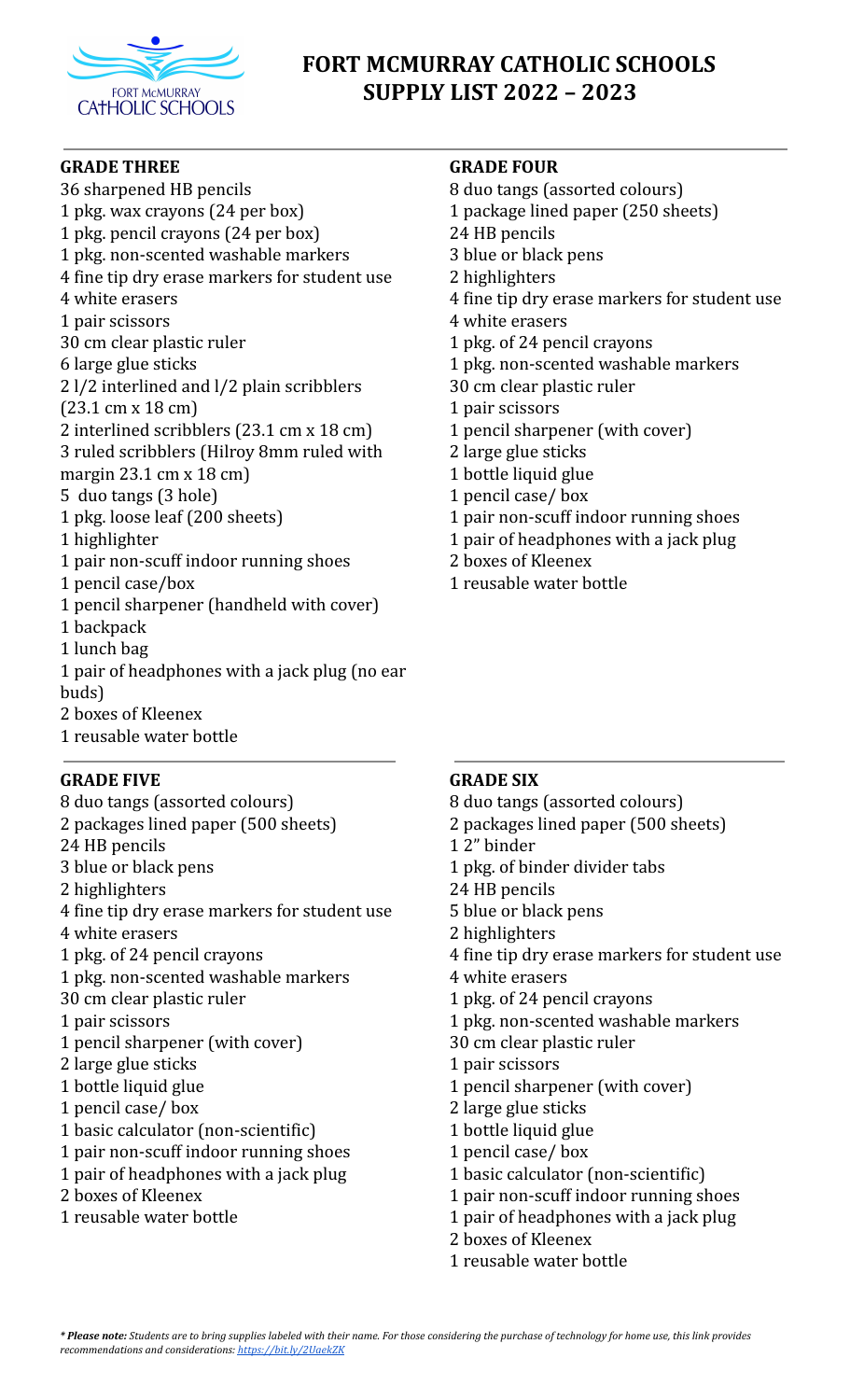# FORT MCMURRAY CATHOLIC SCHOOLS SUPPLY LIST 2022 – 2023

## GRADE THREE

36 sharpened HB pencils
1 pkg. wax crayons (24 per box)
1 pkg. pencil crayons (24 per box)
1 pkg. non-scented washable markers
4 fine tip dry erase markers for student use
4 white erasers
1 pair scissors
30 cm clear plastic ruler
6 large glue sticks
2 l/2 interlined and l/2 plain scribblers (23.1 cm x 18 cm)
2 interlined scribblers (23.1 cm x 18 cm)
3 ruled scribblers (Hilroy 8mm ruled with margin 23.1 cm x 18 cm)
5 duo tangs (3 hole)
1 pkg. loose leaf (200 sheets)
1 highlighter
1 pair non-scuff indoor running shoes
1 pencil case/box
1 pencil sharpener (handheld with cover)
1 backpack
1 lunch bag
1 pair of headphones with a jack plug (no ear buds)
2 boxes of Kleenex
1 reusable water bottle

## GRADE FOUR

8 duo tangs (assorted colours)
1 package lined paper (250 sheets)
24 HB pencils
3 blue or black pens
2 highlighters
4 fine tip dry erase markers for student use
4 white erasers
1 pkg. of 24 pencil crayons
1 pkg. non-scented washable markers
30 cm clear plastic ruler
1 pair scissors
1 pencil sharpener (with cover)
2 large glue sticks
1 bottle liquid glue
1 pencil case/ box
1 pair non-scuff indoor running shoes
1 pair of headphones with a jack plug
2 boxes of Kleenex
1 reusable water bottle

## GRADE FIVE

8 duo tangs (assorted colours)
2 packages lined paper (500 sheets)
24 HB pencils
3 blue or black pens
2 highlighters
4 fine tip dry erase markers for student use
4 white erasers
1 pkg. of 24 pencil crayons
1 pkg. non-scented washable markers
30 cm clear plastic ruler
1 pair scissors
1 pencil sharpener (with cover)
2 large glue sticks
1 bottle liquid glue
1 pencil case/ box
1 basic calculator (non-scientific)
1 pair non-scuff indoor running shoes
1 pair of headphones with a jack plug
2 boxes of Kleenex
1 reusable water bottle

## GRADE SIX

8 duo tangs (assorted colours)
2 packages lined paper (500 sheets)
1 2" binder
1 pkg. of binder divider tabs
24 HB pencils
5 blue or black pens
2 highlighters
4 fine tip dry erase markers for student use
4 white erasers
1 pkg. of 24 pencil crayons
1 pkg. non-scented washable markers
30 cm clear plastic ruler
1 pair scissors
1 pencil sharpener (with cover)
2 large glue sticks
1 bottle liquid glue
1 pencil case/ box
1 basic calculator (non-scientific)
1 pair non-scuff indoor running shoes
1 pair of headphones with a jack plug
2 boxes of Kleenex
1 reusable water bottle

*** Please note:** *Students are to bring supplies labeled with their name. For those considering the purchase of technology for home use, this link provides recommendations and considerations: https://bit.ly/2UaekZK*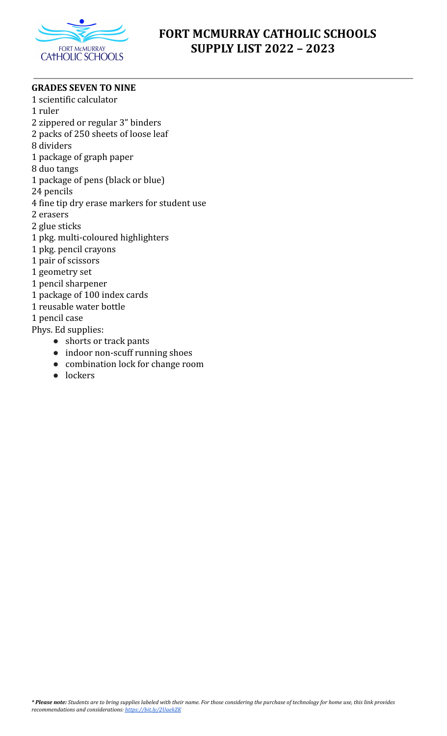# FORT MCMURRAY CATHOLIC SCHOOLS SUPPLY LIST 2022 – 2023

**GRADES SEVEN TO NINE**

1 scientific calculator
1 ruler
2 zippered or regular 3" binders
2 packs of 250 sheets of loose leaf
8 dividers
1 package of graph paper
8 duo tangs
1 package of pens (black or blue)
24 pencils
4 fine tip dry erase markers for student use
2 erasers
2 glue sticks
1 pkg. multi-coloured highlighters
1 pkg. pencil crayons
1 pair of scissors
1 geometry set
1 pencil sharpener
1 package of 100 index cards
1 reusable water bottle
1 pencil case
Phys. Ed supplies:

- shorts or track pants
- indoor non-scuff running shoes
- combination lock for change room
- lockers

*\* **Please note:** Students are to bring supplies labeled with their name. For those considering the purchase of technology for home use, this link provides recommendations and considerations: https://bit.ly/2UaekZK*